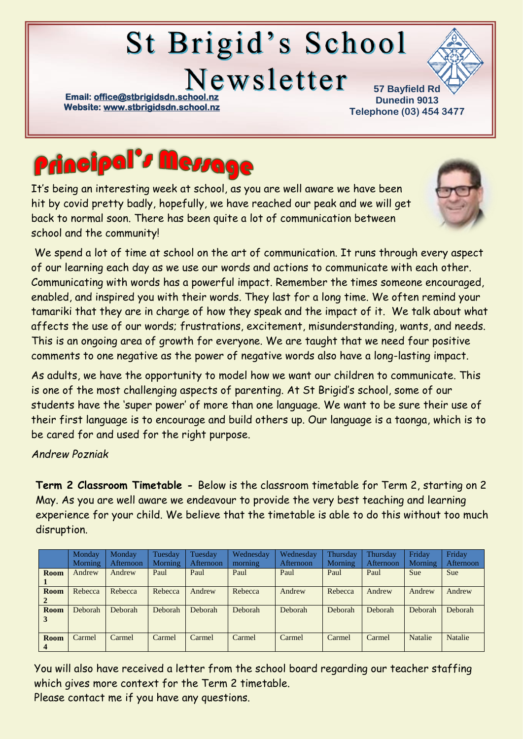# St Brigid's School Newsletter

**Email: office@stbrigidsdn.school.nz**
**Website: www.stbrigidsdn.school.nz**

**57 Bayfield Rd**
**Dunedin 9013**
**Telephone (03) 454 3477**

## Principal's Message

It's being an interesting week at school, as you are well aware we have been hit by covid pretty badly, hopefully, we have reached our peak and we will get back to normal soon. There has been quite a lot of communication between school and the community!

We spend a lot of time at school on the art of communication. It runs through every aspect of our learning each day as we use our words and actions to communicate with each other. Communicating with words has a powerful impact. Remember the times someone encouraged, enabled, and inspired you with their words. They last for a long time. We often remind your tamariki that they are in charge of how they speak and the impact of it. We talk about what affects the use of our words; frustrations, excitement, misunderstanding, wants, and needs. This is an ongoing area of growth for everyone. We are taught that we need four positive comments to one negative as the power of negative words also have a long-lasting impact.

As adults, we have the opportunity to model how we want our children to communicate. This is one of the most challenging aspects of parenting. At St Brigid's school, some of our students have the 'super power' of more than one language. We want to be sure their use of their first language is to encourage and build others up. Our language is a taonga, which is to be cared for and used for the right purpose.

*Andrew Pozniak*

**Term 2 Classroom Timetable -** Below is the classroom timetable for Term 2, starting on 2 May. As you are well aware we endeavour to provide the very best teaching and learning experience for your child. We believe that the timetable is able to do this without too much disruption.

| | Monday Morning | Monday Afternoon | Tuesday Morning | Tuesday Afternoon | Wednesday morning | Wednesday Afternoon | Thursday Morning | Thursday Afternoon | Friday Morning | Friday Afternoon |
|---|---|---|---|---|---|---|---|---|---|---|
| **Room 1** | Andrew | Andrew | Paul | Paul | Paul | Paul | Paul | Paul | Sue | Sue |
| **Room 2** | Rebecca | Rebecca | Rebecca | Andrew | Rebecca | Andrew | Rebecca | Andrew | Andrew | Andrew |
| **Room 3** | Deborah | Deborah | Deborah | Deborah | Deborah | Deborah | Deborah | Deborah | Deborah | Deborah |
| **Room 4** | Carmel | Carmel | Carmel | Carmel | Carmel | Carmel | Carmel | Carmel | Natalie | Natalie |

You will also have received a letter from the school board regarding our teacher staffing which gives more context for the Term 2 timetable.
Please contact me if you have any questions.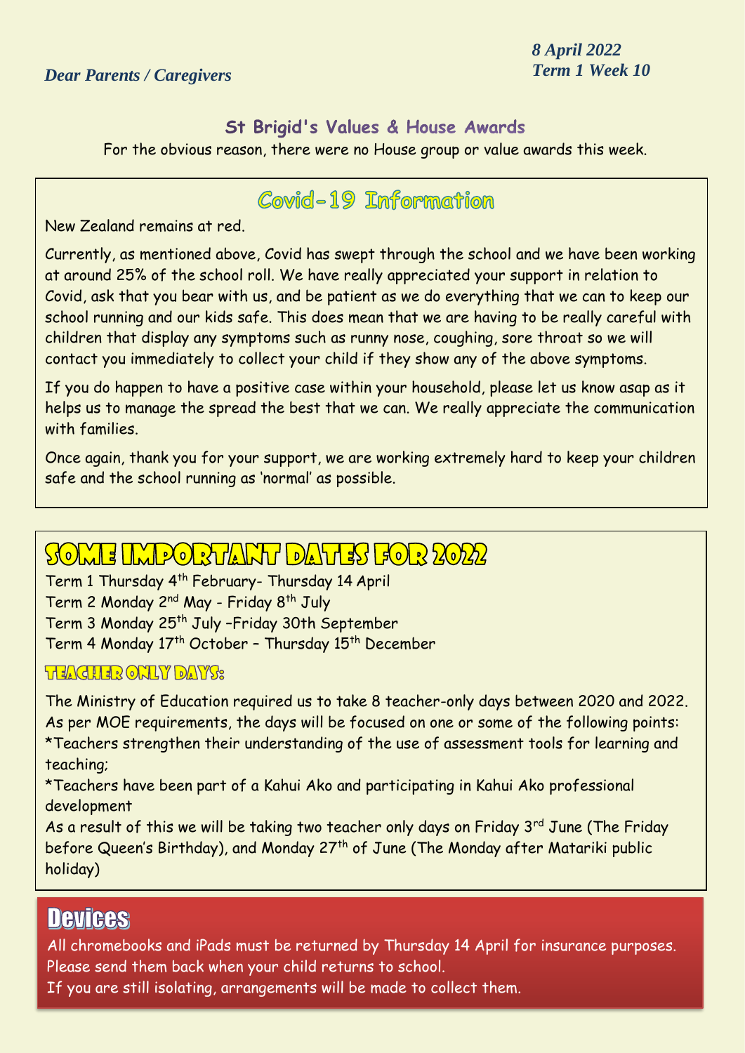*8 April 2022*
*Term 1 Week 10*

*Dear Parents / Caregivers*

## St Brigid's Values & House Awards

For the obvious reason, there were no House group or value awards this week.

## Covid-19 Information

New Zealand remains at red.

Currently, as mentioned above, Covid has swept through the school and we have been working at around 25% of the school roll. We have really appreciated your support in relation to Covid, ask that you bear with us, and be patient as we do everything that we can to keep our school running and our kids safe. This does mean that we are having to be really careful with children that display any symptoms such as runny nose, coughing, sore throat so we will contact you immediately to collect your child if they show any of the above symptoms.

If you do happen to have a positive case within your household, please let us know asap as it helps us to manage the spread the best that we can. We really appreciate the communication with families.

Once again, thank you for your support, we are working extremely hard to keep your children safe and the school running as 'normal' as possible.

## Some Important Dates for 2022

Term 1 Thursday 4th February- Thursday 14 April
Term 2 Monday 2nd May - Friday 8th July
Term 3 Monday 25th July –Friday 30th September
Term 4 Monday 17th October – Thursday 15th December

### Teacher Only Days:

The Ministry of Education required us to take 8 teacher-only days between 2020 and 2022. As per MOE requirements, the days will be focused on one or some of the following points:
*Teachers strengthen their understanding of the use of assessment tools for learning and teaching;
*Teachers have been part of a Kahui Ako and participating in Kahui Ako professional development
As a result of this we will be taking two teacher only days on Friday 3rd June (The Friday before Queen's Birthday), and Monday 27th of June (The Monday after Matariki public holiday)

## Devices

All chromebooks and iPads must be returned by Thursday 14 April for insurance purposes. Please send them back when your child returns to school.
If you are still isolating, arrangements will be made to collect them.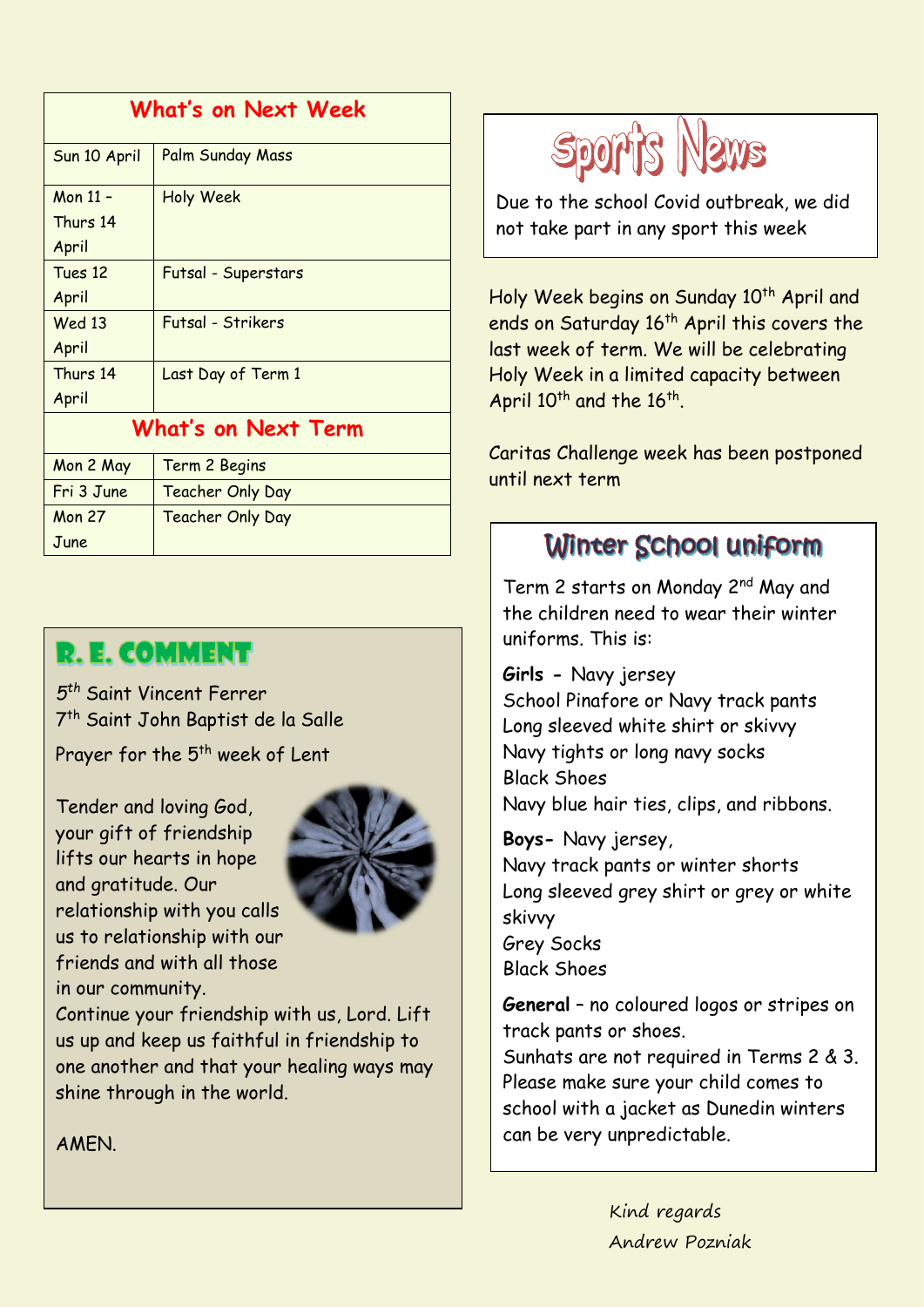| What's on Next Week | |
|---|---|
| Sun 10 April | Palm Sunday Mass |
| Mon 11 – Thurs 14 April | Holy Week |
| Tues 12 April | Futsal - Superstars |
| Wed 13 April | Futsal - Strikers |
| Thurs 14 April | Last Day of Term 1 |
| **What's on Next Term** | |
| Mon 2 May | Term 2 Begins |
| Fri 3 June | Teacher Only Day |
| Mon 27 June | Teacher Only Day |

## R. E. COMMENT

5th Saint Vincent Ferrer
7th Saint John Baptist de la Salle

Prayer for the 5th week of Lent

Tender and loving God,
your gift of friendship
lifts our hearts in hope
and gratitude. Our
relationship with you calls
us to relationship with our
friends and with all those
in our community.
Continue your friendship with us, Lord. Lift
us up and keep us faithful in friendship to
one another and that your healing ways may
shine through in the world.

AMEN.

## Sports News

Due to the school Covid outbreak, we did not take part in any sport this week

Holy Week begins on Sunday 10th April and ends on Saturday 16th April this covers the last week of term. We will be celebrating Holy Week in a limited capacity between April 10th and the 16th.

Caritas Challenge week has been postponed until next term

## Winter School uniform

Term 2 starts on Monday 2nd May and the children need to wear their winter uniforms. This is:

**Girls -** Navy jersey
School Pinafore or Navy track pants
Long sleeved white shirt or skivvy
Navy tights or long navy socks
Black Shoes
Navy blue hair ties, clips, and ribbons.

**Boys-** Navy jersey,
Navy track pants or winter shorts
Long sleeved grey shirt or grey or white skivvy
Grey Socks
Black Shoes

**General** – no coloured logos or stripes on track pants or shoes.
Sunhats are not required in Terms 2 & 3.
Please make sure your child comes to school with a jacket as Dunedin winters can be very unpredictable.

*Kind regards*
*Andrew Pozniak*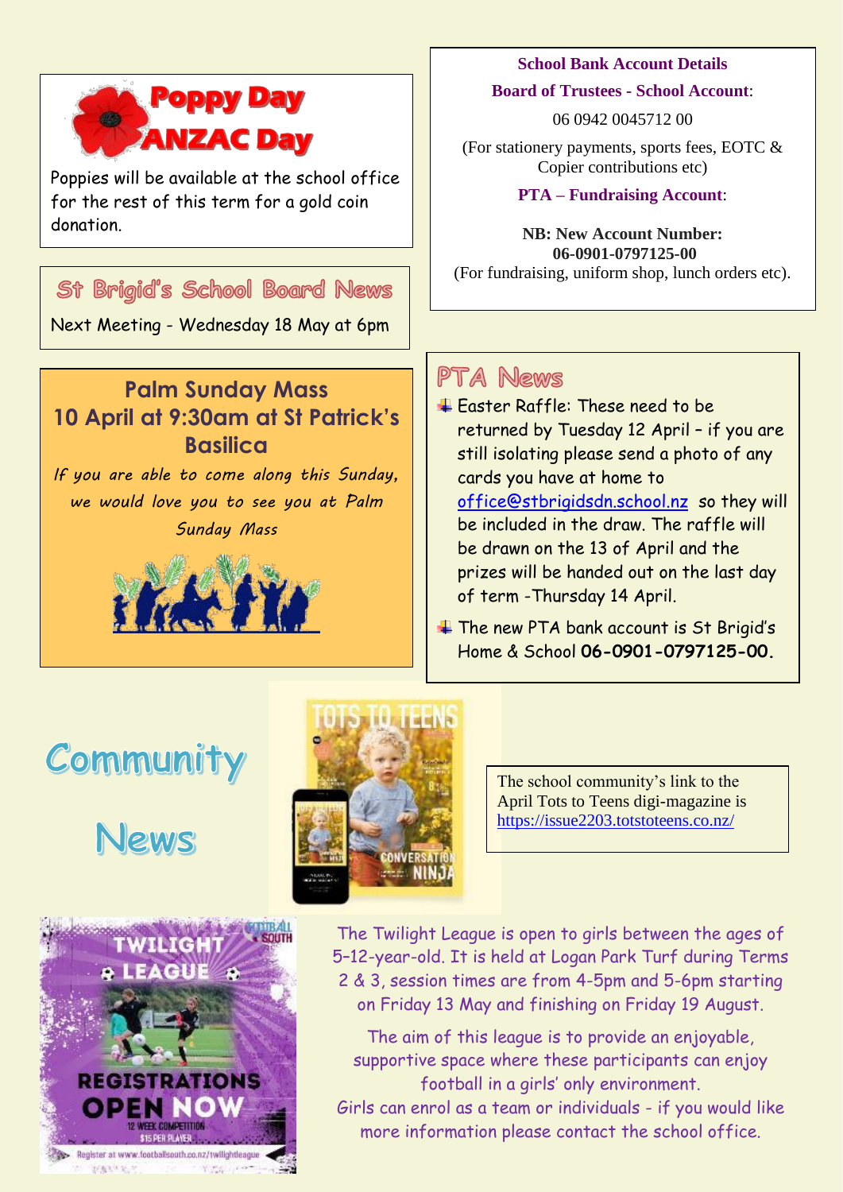## Poppy Day ANZAC Day

Poppies will be available at the school office for the rest of this term for a gold coin donation.

## St Brigid's School Board News

Next Meeting - Wednesday 18 May at 6pm

## Palm Sunday Mass 10 April at 9:30am at St Patrick's Basilica

*If you are able to come along this Sunday, we would love you to see you at Palm Sunday Mass*

**School Bank Account Details**

**Board of Trustees - School Account**:

06 0942 0045712 00

(For stationery payments, sports fees, EOTC & Copier contributions etc)

**PTA – Fundraising Account**:

**NB: New Account Number: 06-0901-0797125-00**

(For fundraising, uniform shop, lunch orders etc).

## PTA News

- Easter Raffle: These need to be returned by Tuesday 12 April – if you are still isolating please send a photo of any cards you have at home to office@stbrigidsdn.school.nz so they will be included in the draw. The raffle will be drawn on the 13 of April and the prizes will be handed out on the last day of term -Thursday 14 April.
- The new PTA bank account is St Brigid's Home & School **06-0901-0797125-00.**

# Community News

The school community's link to the April Tots to Teens digi-magazine is https://issue2203.totstoteens.co.nz/

The Twilight League is open to girls between the ages of 5-12-year-old. It is held at Logan Park Turf during Terms 2 & 3, session times are from 4-5pm and 5-6pm starting on Friday 13 May and finishing on Friday 19 August.

The aim of this league is to provide an enjoyable, supportive space where these participants can enjoy football in a girls' only environment.

Girls can enrol as a team or individuals - if you would like more information please contact the school office.